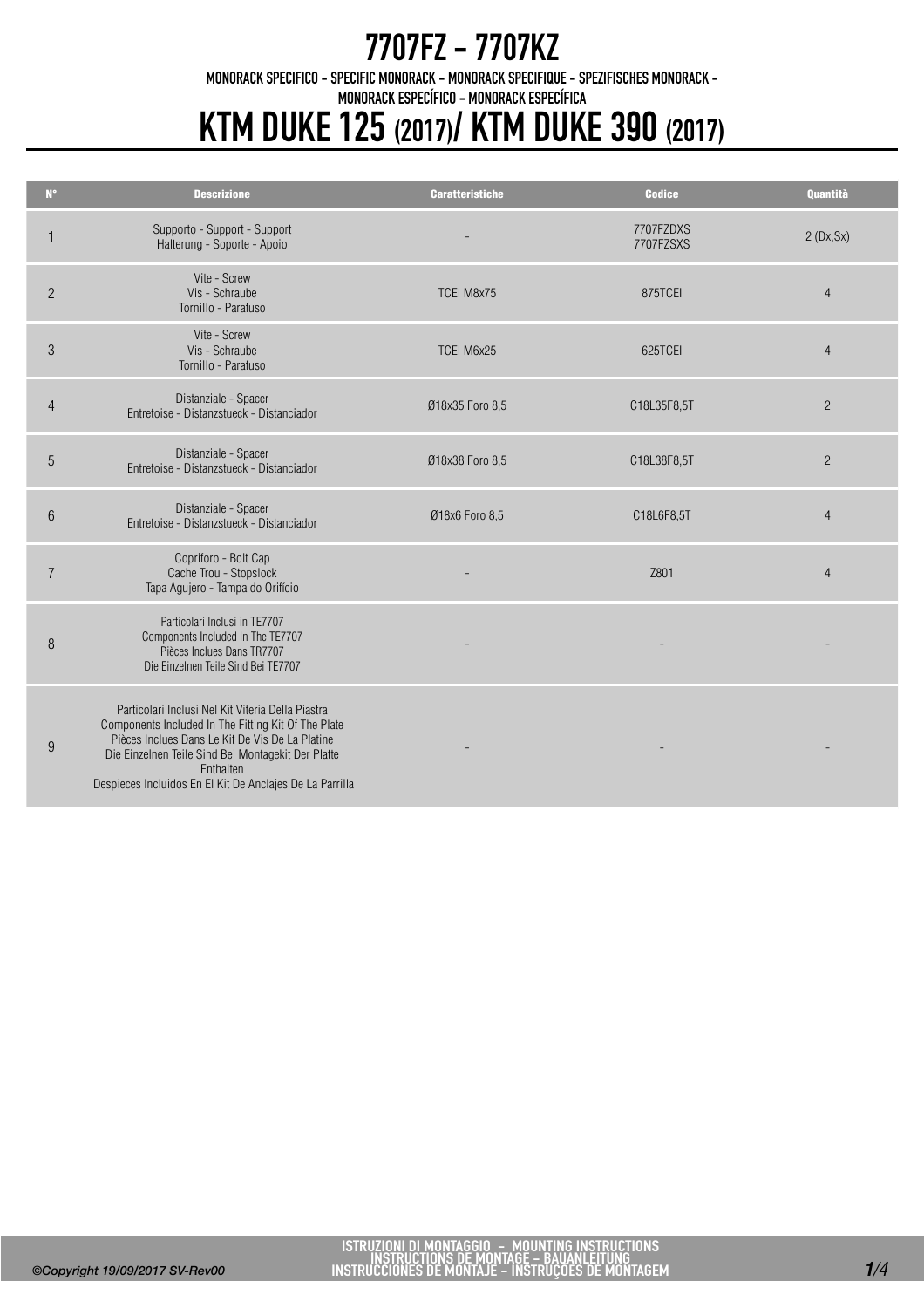# 7707FZ - 7707KZ

MONORACK SPECIFICO - SPECIFIC MONORACK - MONORACK SPECIFIQUE - SPEZIFISCHES MONORACK - MONORACK ESPECÍFICO - MONORACK ESPECÍFICA

# KTM DUKE 125 (2017)/ KTM DUKE 390 (2017)

| N° | Descrizione | Caratteristiche | Codice | Quantità |
|---|---|---|---|---|
| 1 | Supporto - Support - Support Halterung - Soporte - Apoio | - | 7707FZDXS 7707FZSXS | 2 (Dx,Sx) |
| 2 | Vite - Screw Vis - Schraube Tornillo - Parafuso | TCEI M8x75 | 875TCEI | 4 |
| 3 | Vite - Screw Vis - Schraube Tornillo - Parafuso | TCEI M6x25 | 625TCEI | 4 |
| 4 | Distanziale - Spacer Entretoise - Distanzstueck - Distanciador | Ø18x35 Foro 8,5 | C18L35F8,5T | 2 |
| 5 | Distanziale - Spacer Entretoise - Distanzstueck - Distanciador | Ø18x38 Foro 8,5 | C18L38F8,5T | 2 |
| 6 | Distanziale - Spacer Entretoise - Distanzstueck - Distanciador | Ø18x6 Foro 8,5 | C18L6F8,5T | 4 |
| 7 | Copriforo - Bolt Cap Cache Trou - Stopslock Tapa Agujero - Tampa do Orifício | - | Z801 | 4 |
| 8 | Particolari Inclusi in TE7707 Components Included In The TE7707 Pièces Inclues Dans TR7707 Die Einzelnen Teile Sind Bei TE7707 | - | - | - |
| 9 | Particolari Inclusi Nel Kit Viteria Della Piastra Components Included In The Fitting Kit Of The Plate Pièces Inclues Dans Le Kit De Vis De La Platine Die Einzelnen Teile Sind Bei Montagekit Der Platte Enthalten Despieces Incluidos En El Kit De Anclajes De La Parrilla | - | - | - |

ISTRUZIONI DI MONTAGGIO - MOUNTING INSTRUCTIONS
INSTRUCTIONS DE MONTAGE - BAUANLEITUNG
INSTRUCCIONES DE MONTAJE - INSTRUÇÕES DE MONTAGEM

*©Copyright 19/09/2017 SV-Rev00*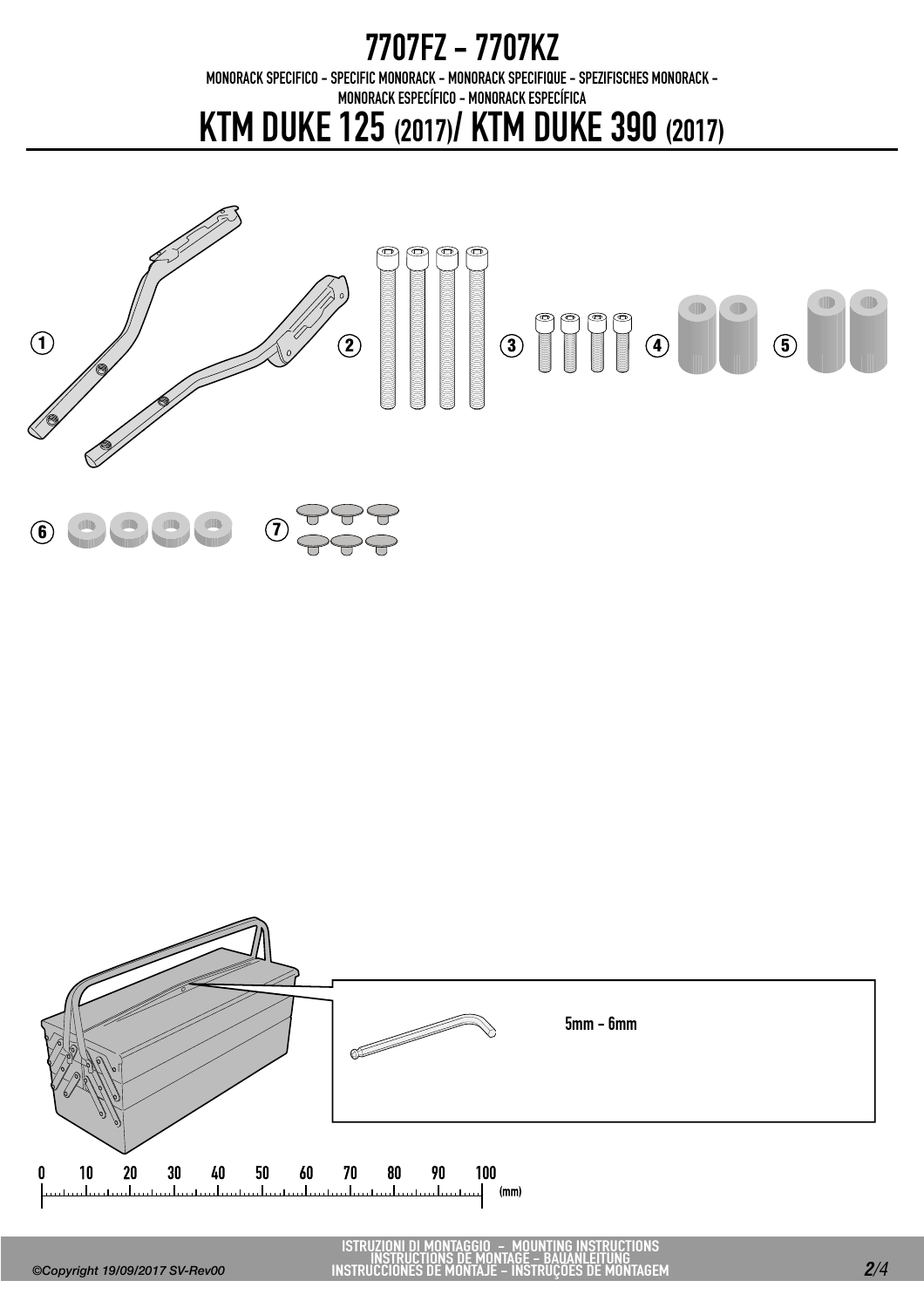# 7707FZ - 7707KZ

MONORACK SPECIFICO - SPECIFIC MONORACK - MONORACK SPECIFIQUE - SPEZIFISCHES MONORACK - MONORACK ESPECÍFICO - MONORACK ESPECÍFICA

# KTM DUKE 125 (2017)/ KTM DUKE 390 (2017)

1 2 3 4 5

6 7

5mm - 6mm

0 10 20 30 40 50 60 70 80 90 100 (mm)

ISTRUZIONI DI MONTAGGIO - MOUNTING INSTRUCTIONS
INSTRUCTIONS DE MONTAGE - BAUANLEITUNG
INSTRUCCIONES DE MONTAJE - INSTRUÇOES DE MONTAGEM

©Copyright 19/09/2017 SV-Rev00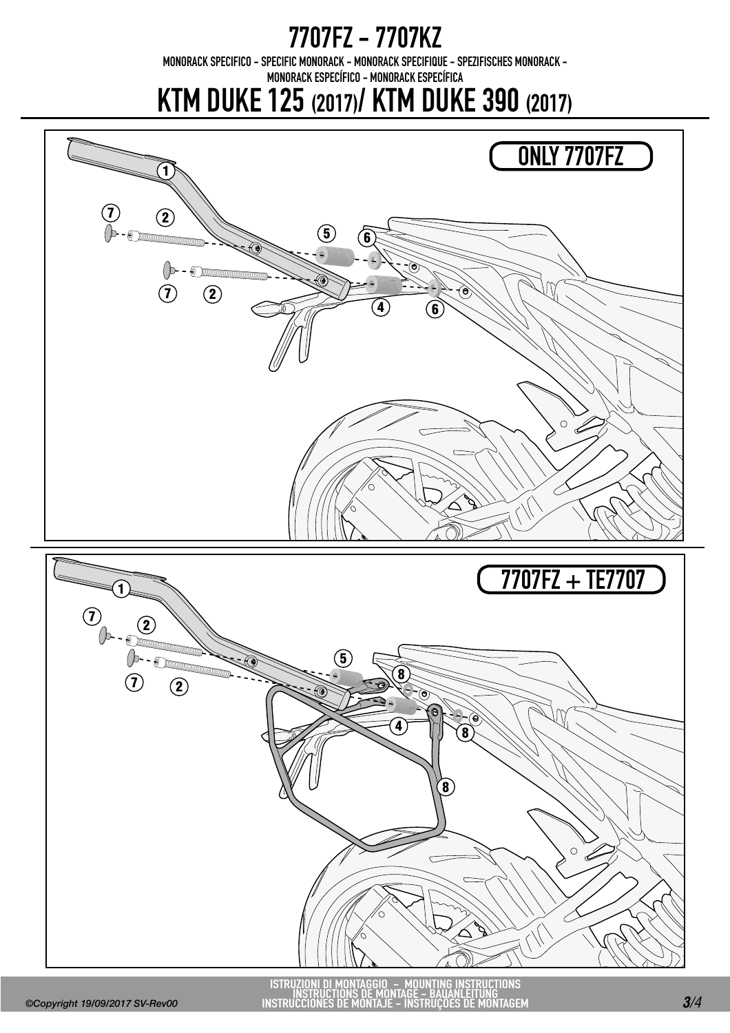# 7707FZ - 7707KZ

MONORACK SPECIFICO - SPECIFIC MONORACK - MONORACK SPECIFIQUE - SPEZIFISCHES MONORACK - MONORACK ESPECÍFICO - MONORACK ESPECÍFICA

## KTM DUKE 125 (2017)/ KTM DUKE 390 (2017)

ONLY 7707FZ

1 2 7 5 6 4

7707FZ + TE7707

1 2 7 5 8 4

ISTRUZIONI DI MONTAGGIO - MOUNTING INSTRUCTIONS
INSTRUCTIONS DE MONTAGE - BAUANLEITUNG
INSTRUCCIONES DE MONTAJE - INSTRUÇÕES DE MONTAGEM

©Copyright 19/09/2017 SV-Rev00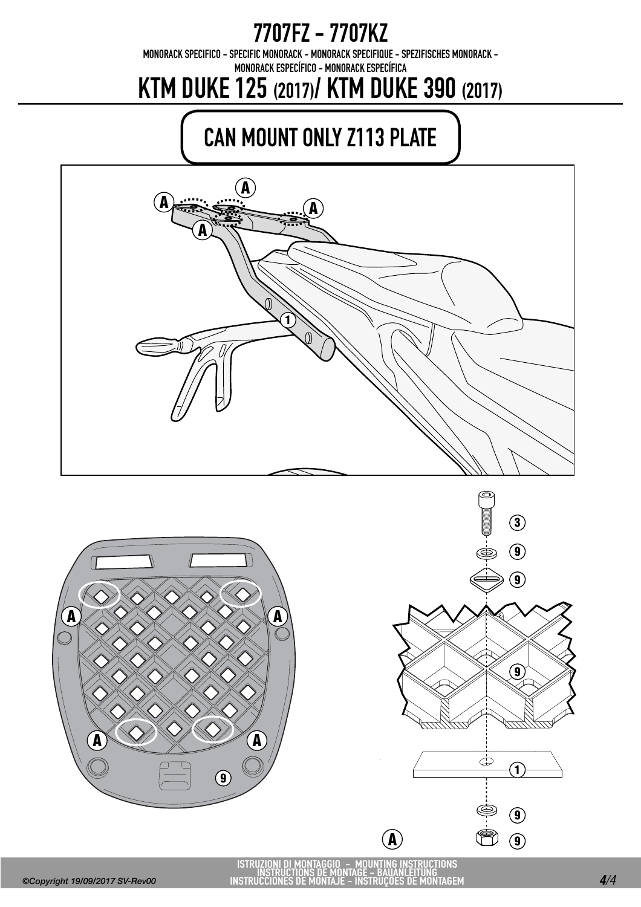# 7707FZ - 7707KZ

MONORACK SPECIFICO - SPECIFIC MONORACK - MONORACK SPECIFIQUE - SPEZIFISCHES MONORACK - MONORACK ESPECÍFICO - MONORACK ESPECÍFICA

# KTM DUKE 125 (2017)/ KTM DUKE 390 (2017)

## CAN MOUNT ONLY Z113 PLATE

A
A
A
A
1

A
A
A
A
9

3
9
9
9
1
9
A
9

ISTRUZIONI DI MONTAGGIO - MOUNTING INSTRUCTIONS
INSTRUCTIONS DE MONTAGE - BAUANLEITUNG
INSTRUCCIONES DE MONTAJE - INSTRUÇÕES DE MONTAGEM

©Copyright 19/09/2017 SV-Rev00